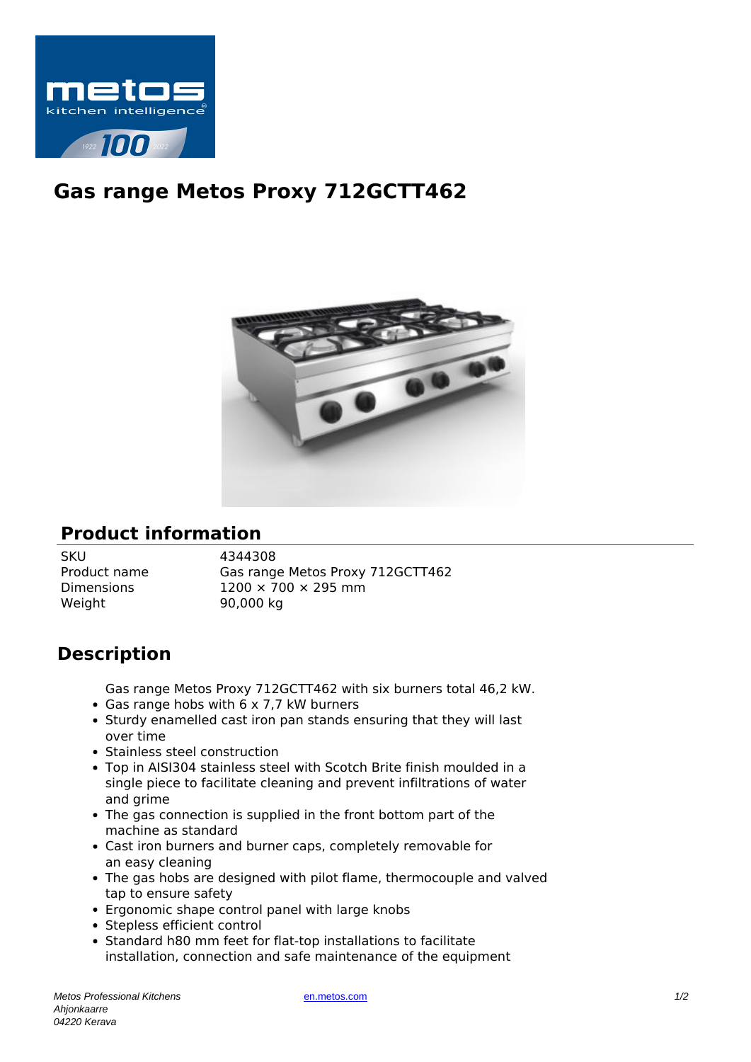# Gas range Metos Proxy 712GCTT462

## Product information

| | |
|---|---|
| SKU | 4344308 |
| Product name | Gas range Metos Proxy 712GCTT462 |
| Dimensions | 1200 × 700 × 295 mm |
| Weight | 90,000 kg |

## Description

Gas range Metos Proxy 712GCTT462 with six burners total 46,2 kW.

- Gas range hobs with 6 x 7,7 kW burners
- Sturdy enamelled cast iron pan stands ensuring that they will last over time
- Stainless steel construction
- Top in AISI304 stainless steel with Scotch Brite finish moulded in a single piece to facilitate cleaning and prevent infiltrations of water and grime
- The gas connection is supplied in the front bottom part of the machine as standard
- Cast iron burners and burner caps, completely removable for an easy cleaning
- The gas hobs are designed with pilot flame, thermocouple and valved tap to ensure safety
- Ergonomic shape control panel with large knobs
- Stepless efficient control
- Standard h80 mm feet for flat-top installations to facilitate installation, connection and safe maintenance of the equipment

*Metos Professional Kitchens*
*Ahjonkaarre*
*04220 Kerava*

en.metos.com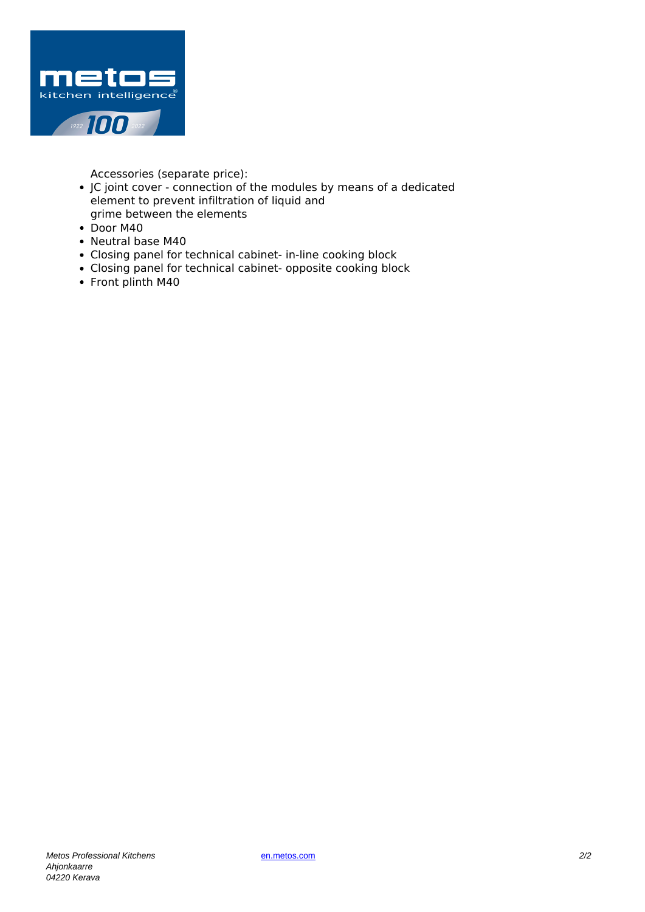Accessories (separate price):

- JC joint cover - connection of the modules by means of a dedicated element to prevent infiltration of liquid and grime between the elements
- Door M40
- Neutral base M40
- Closing panel for technical cabinet- in-line cooking block
- Closing panel for technical cabinet- opposite cooking block
- Front plinth M40